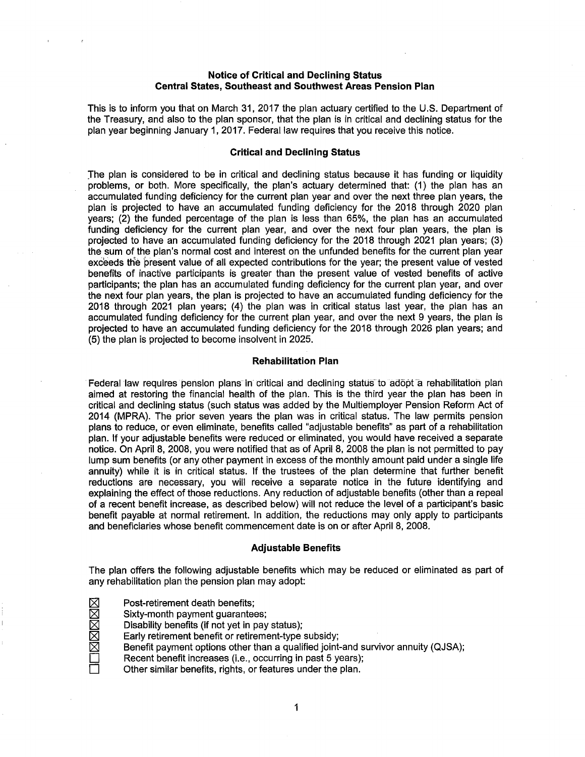## Notice of Critical and Declining Status
## Central States, Southeast and Southwest Areas Pension Plan

This is to inform you that on March 31, 2017 the plan actuary certified to the U.S. Department of the Treasury, and also to the plan sponsor, that the plan is in critical and declining status for the plan year beginning January 1, 2017. Federal law requires that you receive this notice.

### Critical and Declining Status

The plan is considered to be in critical and declining status because it has funding or liquidity problems, or both. More specifically, the plan's actuary determined that: (1) the plan has an accumulated funding deficiency for the current plan year and over the next three plan years, the plan is projected to have an accumulated funding deficiency for the 2018 through 2020 plan years; (2) the funded percentage of the plan is less than 65%, the plan has an accumulated funding deficiency for the current plan year, and over the next four plan years, the plan is projected to have an accumulated funding deficiency for the 2018 through 2021 plan years; (3) the sum of the plan's normal cost and interest on the unfunded benefits for the current plan year exceeds the present value of all expected contributions for the year; the present value of vested benefits of inactive participants is greater than the present value of vested benefits of active participants; the plan has an accumulated funding deficiency for the current plan year, and over the next four plan years, the plan is projected to have an accumulated funding deficiency for the 2018 through 2021 plan years; (4) the plan was in critical status last year, the plan has an accumulated funding deficiency for the current plan year, and over the next 9 years, the plan is projected to have an accumulated funding deficiency for the 2018 through 2026 plan years; and (5) the plan is projected to become insolvent in 2025.

### Rehabilitation Plan

Federal law requires pension plans in critical and declining status to adopt a rehabilitation plan aimed at restoring the financial health of the plan. This is the third year the plan has been in critical and declining status (such status was added by the Multiemployer Pension Reform Act of 2014 (MPRA). The prior seven years the plan was in critical status. The law permits pension plans to reduce, or even eliminate, benefits called "adjustable benefits" as part of a rehabilitation plan. If your adjustable benefits were reduced or eliminated, you would have received a separate notice. On April 8, 2008, you were notified that as of April 8, 2008 the plan is not permitted to pay lump sum benefits (or any other payment in excess of the monthly amount paid under a single life annuity) while it is in critical status. If the trustees of the plan determine that further benefit reductions are necessary, you will receive a separate notice in the future identifying and explaining the effect of those reductions. Any reduction of adjustable benefits (other than a repeal of a recent benefit increase, as described below) will not reduce the level of a participant's basic benefit payable at normal retirement. In addition, the reductions may only apply to participants and beneficiaries whose benefit commencement date is on or after April 8, 2008.

### Adjustable Benefits

The plan offers the following adjustable benefits which may be reduced or eliminated as part of any rehabilitation plan the pension plan may adopt:

- ☒ Post-retirement death benefits;
- ☒ Sixty-month payment guarantees;
- ☒ Disability benefits (if not yet in pay status);
- ☒ Early retirement benefit or retirement-type subsidy;
- ☒ Benefit payment options other than a qualified joint-and survivor annuity (QJSA);
- ☐ Recent benefit increases (i.e., occurring in past 5 years);
- ☐ Other similar benefits, rights, or features under the plan.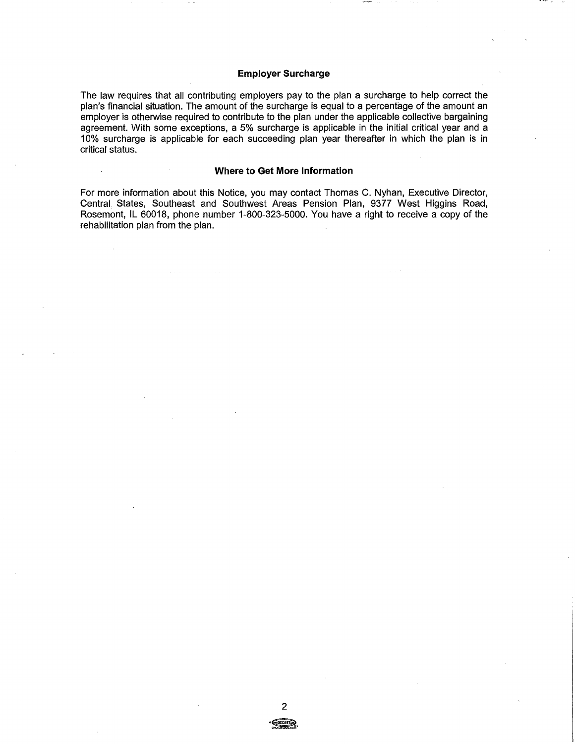## Employer Surcharge

The law requires that all contributing employers pay to the plan a surcharge to help correct the plan's financial situation. The amount of the surcharge is equal to a percentage of the amount an employer is otherwise required to contribute to the plan under the applicable collective bargaining agreement. With some exceptions, a 5% surcharge is applicable in the initial critical year and a 10% surcharge is applicable for each succeeding plan year thereafter in which the plan is in critical status.

## Where to Get More Information

For more information about this Notice, you may contact Thomas C. Nyhan, Executive Director, Central States, Southeast and Southwest Areas Pension Plan, 9377 West Higgins Road, Rosemont, IL 60018, phone number 1-800-323-5000. You have a right to receive a copy of the rehabilitation plan from the plan.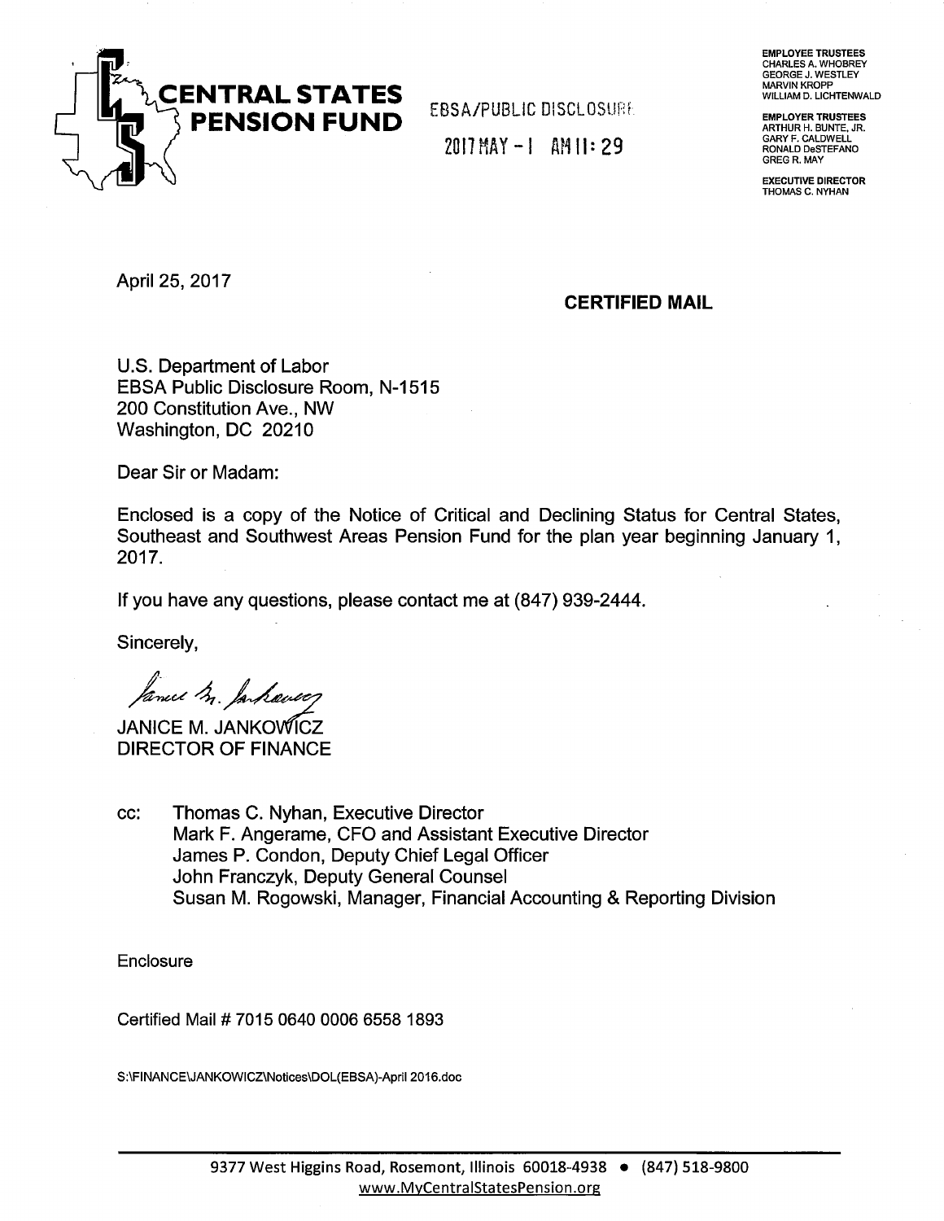**CENTRAL STATES PENSION FUND**

EBSA/PUBLIC DISCLOSURE

2017 MAY - 1 AM 11: 29

**EMPLOYEE TRUSTEES**
CHARLES A. WHOBREY
GEORGE J. WESTLEY
MARVIN KROPP
WILLIAM D. LICHTENWALD

**EMPLOYER TRUSTEES**
ARTHUR H. BUNTE, JR.
GARY F. CALDWELL
RONALD DeSTEFANO
GREG R. MAY

**EXECUTIVE DIRECTOR**
THOMAS C. NYHAN

April 25, 2017

**CERTIFIED MAIL**

U.S. Department of Labor
EBSA Public Disclosure Room, N-1515
200 Constitution Ave., NW
Washington, DC 20210

Dear Sir or Madam:

Enclosed is a copy of the Notice of Critical and Declining Status for Central States, Southeast and Southwest Areas Pension Fund for the plan year beginning January 1, 2017.

If you have any questions, please contact me at (847) 939-2444.

Sincerely,

JANICE M. JANKOWICZ
DIRECTOR OF FINANCE

cc: Thomas C. Nyhan, Executive Director
Mark F. Angerame, CFO and Assistant Executive Director
James P. Condon, Deputy Chief Legal Officer
John Franczyk, Deputy General Counsel
Susan M. Rogowski, Manager, Financial Accounting & Reporting Division

Enclosure

Certified Mail # 7015 0640 0006 6558 1893

S:\FINANCE\JANKOWICZ\Notices\DOL(EBSA)-April 2016.doc

9377 West Higgins Road, Rosemont, Illinois 60018-4938 • (847) 518-9800
www.MyCentralStatesPension.org